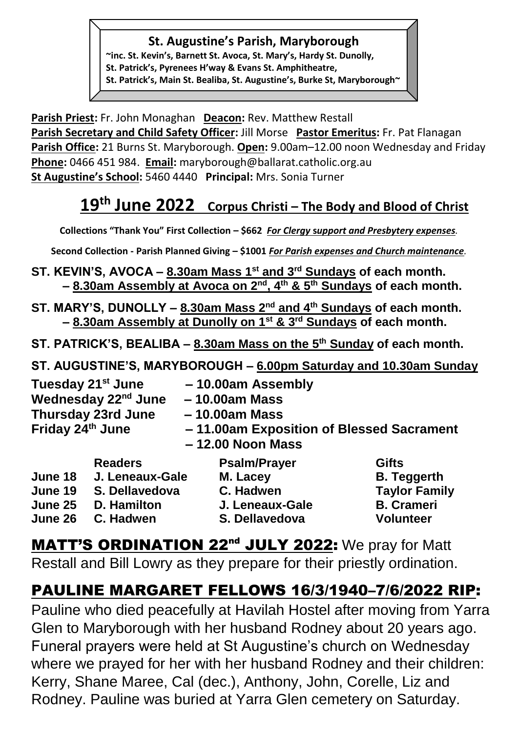**St. Augustine's Parish, Maryborough**

~inc. St. Kevin's, Barnett St. Avoca, St. Mary's, Hardy St. Dunolly,
St. Patrick's, Pyrenees H'way & Evans St. Amphitheatre,
St. Patrick's, Main St. Bealiba, St. Augustine's, Burke St, Maryborough~

**Parish Priest:** Fr. John Monaghan **Deacon:** Rev. Matthew Restall
**Parish Secretary and Child Safety Officer:** Jill Morse **Pastor Emeritus:** Fr. Pat Flanagan
**Parish Office:** 21 Burns St. Maryborough. **Open:** 9.00am–12.00 noon Wednesday and Friday
**Phone:** 0466 451 984. **Email:** maryborough@ballarat.catholic.org.au
**St Augustine's School:** 5460 4440 **Principal:** Mrs. Sonia Turner

# 19th June 2022 Corpus Christi – The Body and Blood of Christ

**Collections "Thank You" First Collection – $662** ***For Clergy support and Presbytery expenses.***

**Second Collection - Parish Planned Giving – $1001** ***For Parish expenses and Church maintenance.***

**ST. KEVIN'S, AVOCA – 8.30am Mass 1st and 3rd Sundays of each month.**
**– 8.30am Assembly at Avoca on 2nd, 4th & 5th Sundays of each month.**

**ST. MARY'S, DUNOLLY – 8.30am Mass 2nd and 4th Sundays of each month.**
**– 8.30am Assembly at Dunolly on 1st & 3rd Sundays of each month.**

**ST. PATRICK'S, BEALIBA – 8.30am Mass on the 5th Sunday of each month.**

**ST. AUGUSTINE'S, MARYBOROUGH – 6.00pm Saturday and 10.30am Sunday**

**Tuesday 21st June – 10.00am Assembly**
**Wednesday 22nd June – 10.00am Mass**
**Thursday 23rd June – 10.00am Mass**
**Friday 24th June – 11.00am Exposition of Blessed Sacrament**
**– 12.00 Noon Mass**

| | Readers | Psalm/Prayer | Gifts |
|---|---|---|---|
| June 18 | J. Leneaux-Gale | M. Lacey | B. Teggerth |
| June 19 | S. Dellavedova | C. Hadwen | Taylor Family |
| June 25 | D. Hamilton | J. Leneaux-Gale | B. Crameri |
| June 26 | C. Hadwen | S. Dellavedova | Volunteer |

**MATT'S ORDINATION 22nd JULY 2022:** We pray for Matt Restall and Bill Lowry as they prepare for their priestly ordination.

## PAULINE MARGARET FELLOWS 16/3/1940–7/6/2022 RIP:

Pauline who died peacefully at Havilah Hostel after moving from Yarra Glen to Maryborough with her husband Rodney about 20 years ago. Funeral prayers were held at St Augustine's church on Wednesday where we prayed for her with her husband Rodney and their children: Kerry, Shane Maree, Cal (dec.), Anthony, John, Corelle, Liz and Rodney. Pauline was buried at Yarra Glen cemetery on Saturday.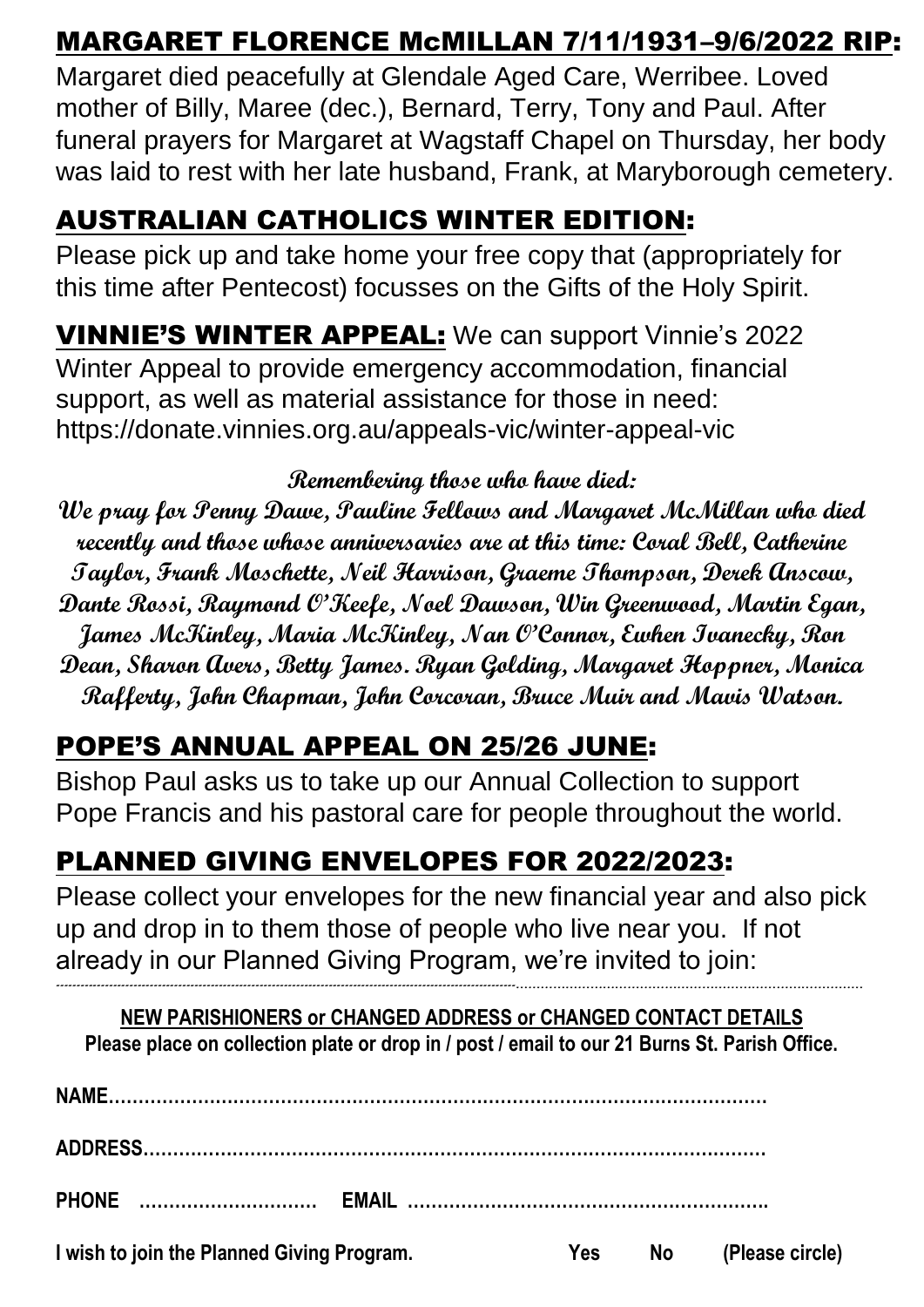## MARGARET FLORENCE McMILLAN 7/11/1931–9/6/2022 RIP:

Margaret died peacefully at Glendale Aged Care, Werribee. Loved mother of Billy, Maree (dec.), Bernard, Terry, Tony and Paul. After funeral prayers for Margaret at Wagstaff Chapel on Thursday, her body was laid to rest with her late husband, Frank, at Maryborough cemetery.

## AUSTRALIAN CATHOLICS WINTER EDITION:

Please pick up and take home your free copy that (appropriately for this time after Pentecost) focusses on the Gifts of the Holy Spirit.

**VINNIE'S WINTER APPEAL:** We can support Vinnie's 2022 Winter Appeal to provide emergency accommodation, financial support, as well as material assistance for those in need: https://donate.vinnies.org.au/appeals-vic/winter-appeal-vic

**Remembering those who have died:**

**We pray for Penny Dawe, Pauline Fellows and Margaret McMillan who died recently and those whose anniversaries are at this time: Coral Bell, Catherine Taylor, Frank Moschette, Neil Harrison, Graeme Thompson, Derek Anscow, Dante Rossi, Raymond O'Keefe, Noel Dawson, Win Greenwood, Martin Egan, James McKinley, Maria McKinley, Nan O'Connor, Ewhen Ivanecky, Ron Dean, Sharon Avers, Betty James. Ryan Golding, Margaret Hoppner, Monica Rafferty, John Chapman, John Corcoran, Bruce Muir and Mavis Watson.**

## POPE'S ANNUAL APPEAL ON 25/26 JUNE:

Bishop Paul asks us to take up our Annual Collection to support Pope Francis and his pastoral care for people throughout the world.

## PLANNED GIVING ENVELOPES FOR 2022/2023:

Please collect your envelopes for the new financial year and also pick up and drop in to them those of people who live near you. If not already in our Planned Giving Program, we're invited to join:

---

**NEW PARISHIONERS or CHANGED ADDRESS or CHANGED CONTACT DETAILS**

**Please place on collection plate or drop in / post / email to our 21 Burns St. Parish Office.**

**NAME**……………………………………………………………………………………………

**ADDRESS**………………………………………………………………………………………

**PHONE** ………………………… **EMAIL** …………………………………………………….

**I wish to join the Planned Giving Program.** **Yes** **No** **(Please circle)**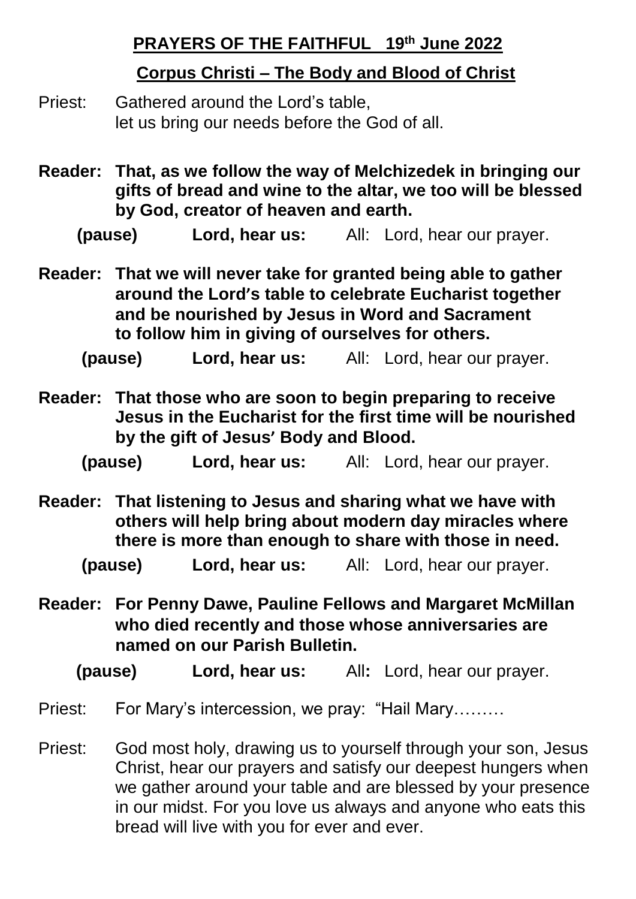## PRAYERS OF THE FAITHFUL 19th June 2022

### Corpus Christi – The Body and Blood of Christ

Priest: Gathered around the Lord's table,
let us bring our needs before the God of all.

**Reader: That, as we follow the way of Melchizedek in bringing our gifts of bread and wine to the altar, we too will be blessed by God, creator of heaven and earth.**

**(pause) Lord, hear us:** All: Lord, hear our prayer.

**Reader: That we will never take for granted being able to gather around the Lord's table to celebrate Eucharist together and be nourished by Jesus in Word and Sacrament to follow him in giving of ourselves for others.**

**(pause) Lord, hear us:** All: Lord, hear our prayer.

**Reader: That those who are soon to begin preparing to receive Jesus in the Eucharist for the first time will be nourished by the gift of Jesus' Body and Blood.**

**(pause) Lord, hear us:** All: Lord, hear our prayer.

**Reader: That listening to Jesus and sharing what we have with others will help bring about modern day miracles where there is more than enough to share with those in need.**

**(pause) Lord, hear us:** All: Lord, hear our prayer.

**Reader: For Penny Dawe, Pauline Fellows and Margaret McMillan who died recently and those whose anniversaries are named on our Parish Bulletin.**

**(pause) Lord, hear us:** All**:** Lord, hear our prayer.

Priest: For Mary's intercession, we pray: "Hail Mary………

Priest: God most holy, drawing us to yourself through your son, Jesus Christ, hear our prayers and satisfy our deepest hungers when we gather around your table and are blessed by your presence in our midst. For you love us always and anyone who eats this bread will live with you for ever and ever.